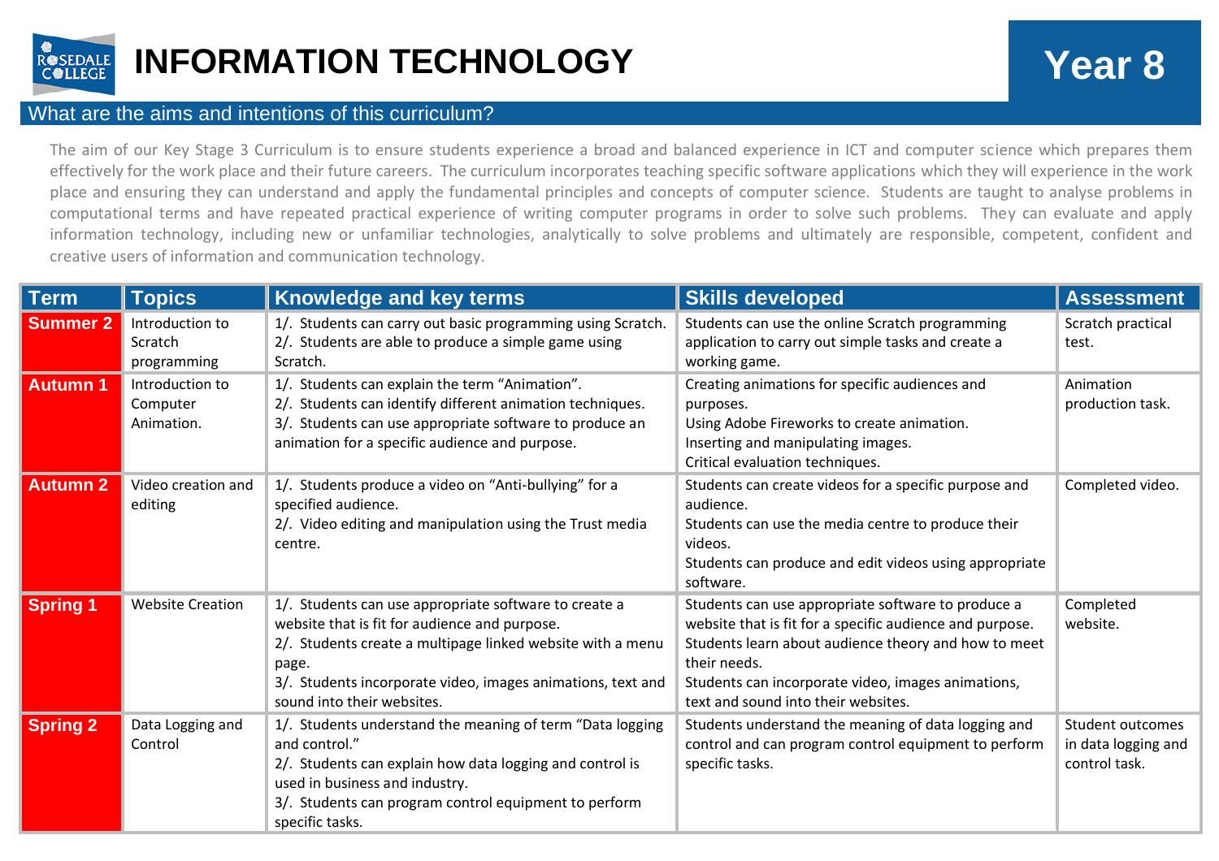# INFORMATION TECHNOLOGY

## Year 8

### What are the aims and intentions of this curriculum?

The aim of our Key Stage 3 Curriculum is to ensure students experience a broad and balanced experience in ICT and computer science which prepares them effectively for the work place and their future careers. The curriculum incorporates teaching specific software applications which they will experience in the work place and ensuring they can understand and apply the fundamental principles and concepts of computer science. Students are taught to analyse problems in computational terms and have repeated practical experience of writing computer programs in order to solve such problems. They can evaluate and apply information technology, including new or unfamiliar technologies, analytically to solve problems and ultimately are responsible, competent, confident and creative users of information and communication technology.

| Term | Topics | Knowledge and key terms | Skills developed | Assessment |
|---|---|---|---|---|
| **Summer 2** | Introduction to Scratch programming | 1/. Students can carry out basic programming using Scratch.<br>2/. Students are able to produce a simple game using Scratch. | Students can use the online Scratch programming application to carry out simple tasks and create a working game. | Scratch practical test. |
| **Autumn 1** | Introduction to Computer Animation. | 1/. Students can explain the term "Animation".<br>2/. Students can identify different animation techniques.<br>3/. Students can use appropriate software to produce an animation for a specific audience and purpose. | Creating animations for specific audiences and purposes.<br>Using Adobe Fireworks to create animation.<br>Inserting and manipulating images.<br>Critical evaluation techniques. | Animation production task. |
| **Autumn 2** | Video creation and editing | 1/. Students produce a video on "Anti-bullying" for a specified audience.<br>2/. Video editing and manipulation using the Trust media centre. | Students can create videos for a specific purpose and audience.<br>Students can use the media centre to produce their videos.<br>Students can produce and edit videos using appropriate software. | Completed video. |
| **Spring 1** | Website Creation | 1/. Students can use appropriate software to create a website that is fit for audience and purpose.<br>2/. Students create a multipage linked website with a menu page.<br>3/. Students incorporate video, images animations, text and sound into their websites. | Students can use appropriate software to produce a website that is fit for a specific audience and purpose.<br>Students learn about audience theory and how to meet their needs.<br>Students can incorporate video, images animations, text and sound into their websites. | Completed website. |
| **Spring 2** | Data Logging and Control | 1/. Students understand the meaning of term "Data logging and control."<br>2/. Students can explain how data logging and control is used in business and industry.<br>3/. Students can program control equipment to perform specific tasks. | Students understand the meaning of data logging and control and can program control equipment to perform specific tasks. | Student outcomes in data logging and control task. |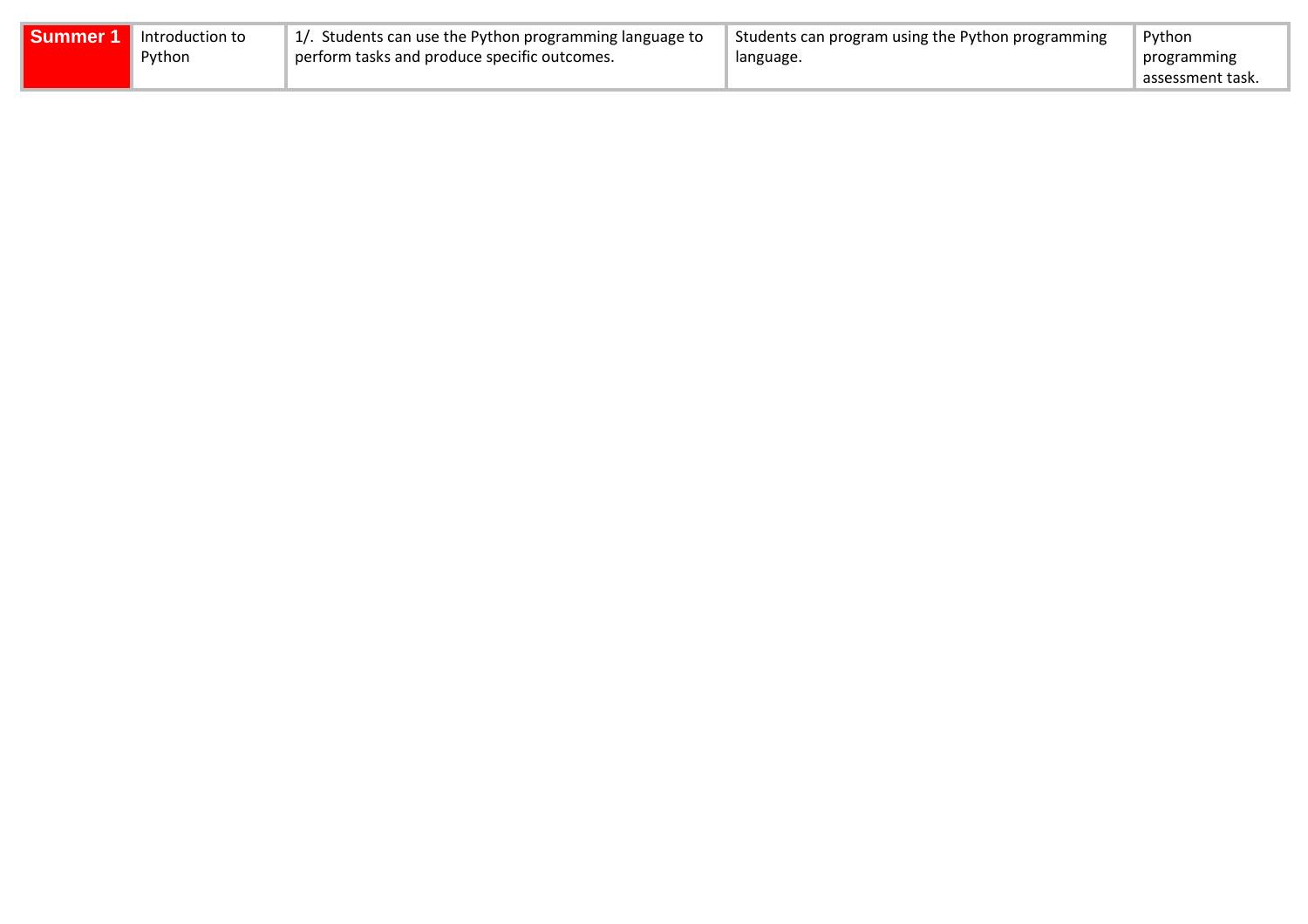| | | | | |
|---|---|---|---|---|
| **Summer 1** | Introduction to Python | 1/. Students can use the Python programming language to perform tasks and produce specific outcomes. | Students can program using the Python programming language. | Python programming assessment task. |